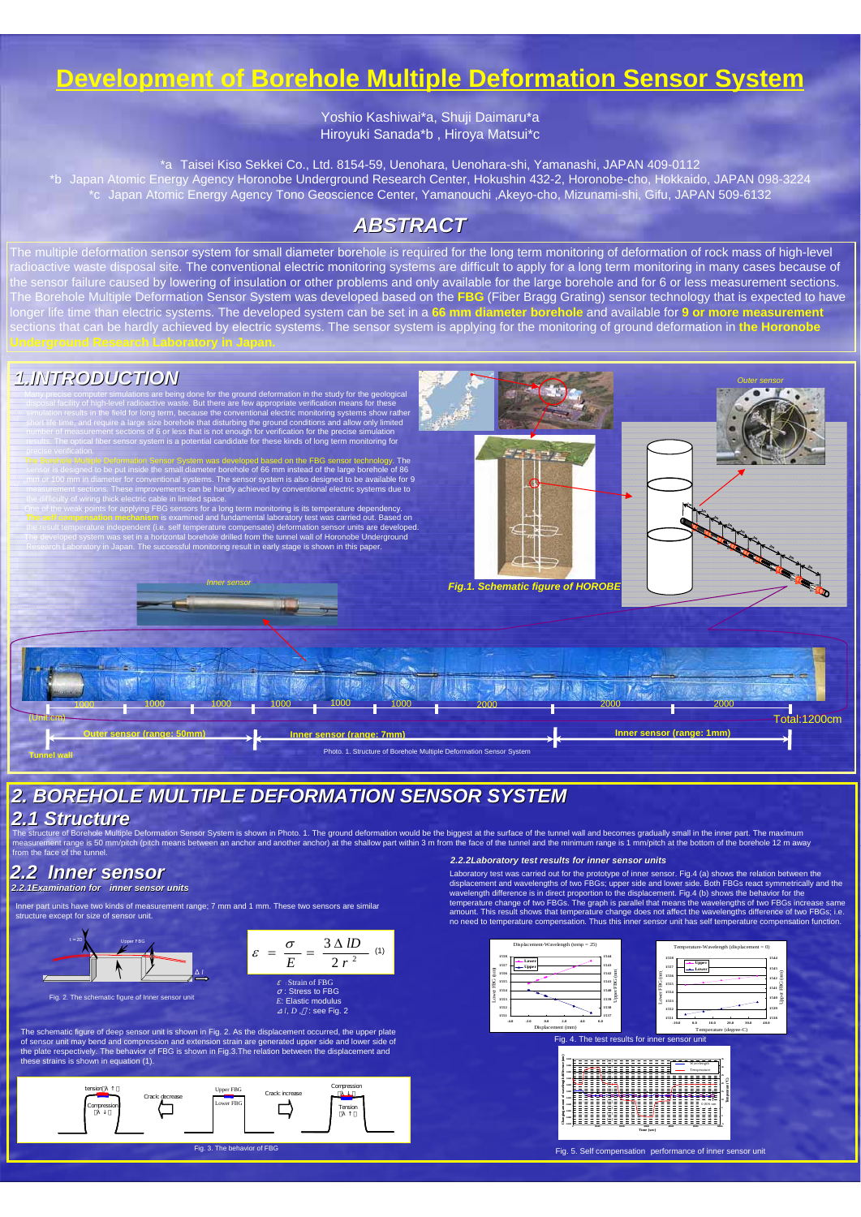# Development of Borehole Multiple Deformation Sensor System

Yoshio Kashiwai*a, Shuji Daimaru*a
Hiroyuki Sanada*b , Hiroya Matsui*c

*a Taisei Kiso Sekkei Co., Ltd. 8154-59, Uenohara, Uenohara-shi, Yamanashi, JAPAN 409-0112
*b Japan Atomic Energy Agency Horonobe Underground Research Center, Hokushin 432-2, Horonobe-cho, Hokkaido, JAPAN 098-3224
*c Japan Atomic Energy Agency Tono Geoscience Center, Yamanouchi ,Akeyo-cho, Mizunami-shi, Gifu, JAPAN 509-6132

## ABSTRACT

The multiple deformation sensor system for small diameter borehole is required for the long term monitoring of deformation of rock mass of high-level radioactive waste disposal site. The conventional electric monitoring systems are difficult to apply for a long term monitoring in many cases because of the sensor failure caused by lowering of insulation or other problems and only available for the large borehole and for 6 or less measurement sections. The Borehole Multiple Deformation Sensor System was developed based on the **FBG** (Fiber Bragg Grating) sensor technology that is expected to have longer life time than electric systems. The developed system can be set in a **66 mm diameter borehole** and available for **9 or more measurement** sections that can be hardly achieved by electric systems. The sensor system is applying for the monitoring of ground deformation in **the Horonobe Underground Research Laboratory in Japan.**

## 1.INTRODUCTION

Many precise computer simulations are being done for the ground deformation in the study for the geological disposal facility of high-level radioactive waste. But there are few appropriate verification means for these simulation results in the field for long term, because the conventional electric monitoring systems show rather short life time, and require a large size borehole that disturbing the ground conditions and allow only limited number of measurement sections of 6 or less that is not enough for verification for the precise simulation results. The optical fiber sensor system is a potential candidate for these kinds of long term monitoring for precise verification.

The Borehole Multiple Deformation Sensor System was developed based on the FBG sensor technology. The sensor is designed to be put inside the small diameter borehole of 66 mm instead of the large borehole of 86 mm or 100 mm in diameter for conventional systems. The sensor system is also designed to be available for 9 measurement sections. These improvements can be hardly achieved by conventional electric systems due to the difficulty of wiring thick electric cable in limited space.

One of the weak points for applying FBG sensors for a long term monitoring is its temperature dependency. The self compensation mechanism is examined and fundamental laboratory test was carried out. Based on the result temperature independent (i.e. self temperature compensate) deformation sensor units are developed. The developed system was set in a horizontal borehole drilled from the tunnel wall of Horonobe Underground Research Laboratory in Japan. The successful monitoring result in early stage is shown in this paper.

Outer sensor

Inner sensor

Fig.1. Schematic figure of HOROBE

1000 1000 1000 1000 1000 1000 2000 2000 2000
(Unit:cm) Total:1200cm
Outer sensor (range: 50mm) — Inner sensor (range: 7mm) — Inner sensor (range: 1mm)
Tunnel wall

Photo. 1. Structure of Borehole Multiple Deformation Sensor System

## 2. BOREHOLE MULTIPLE DEFORMATION SENSOR SYSTEM

### 2.1 Structure

The structure of Borehole Multiple Deformation Sensor System is shown in Photo. 1. The ground deformation would be the biggest at the surface of the tunnel wall and becomes gradually small in the inner part. The maximum measurement range is 50 mm/pitch (pitch means between an anchor and another anchor) at the shallow part within 3 m from the face of the tunnel and the minimum range is 1 mm/pitch at the bottom of the borehole 12 m away from the face of the tunnel.

### 2.2 Inner sensor

#### 2.2.1Examination for inner sensor units

Inner part units have two kinds of measurement range; 7 mm and 1 mm. These two sensors are similar structure except for size of sensor unit.

Fig. 2. The schematic figure of Inner sensor unit

$$\varepsilon = \frac{\sigma}{E} = \frac{3\Delta lD}{2r^2} \quad (1)$$

$\varepsilon$ : Strain of FBG
$\sigma$ : Stress to FBG
$E$: Elastic modulus
$\Delta l$, $D$ ,$r$ : see Fig. 2

The schematic figure of deep sensor unit is shown in Fig. 2. As the displacement occurred, the upper plate of sensor unit may bend and compression and extension strain are generated upper side and lower side of the plate respectively. The behavior of FBG is shown in Fig.3.The relation between the displacement and these strains is shown in equation (1).

Fig. 3. The behavior of FBG

#### 2.2.2Laboratory test results for inner sensor units

Laboratory test was carried out for the prototype of inner sensor. Fig.4 (a) shows the relation between the displacement and wavelengths of two FBGs; upper side and lower side. Both FBGs react symmetrically and the wavelength difference is in direct proportion to the displacement. Fig.4 (b) shows the behavior for the temperature change of two FBGs. The graph is parallel that means the wavelengths of two FBGs increase same amount. This result shows that temperature change does not affect the wavelengths difference of two FBGs; i.e. no need to temperature compensation. Thus this inner sensor unit has self temperature compensation function.

Fig. 4. The test results for inner sensor unit

Fig. 5. Self compensation performance of inner sensor unit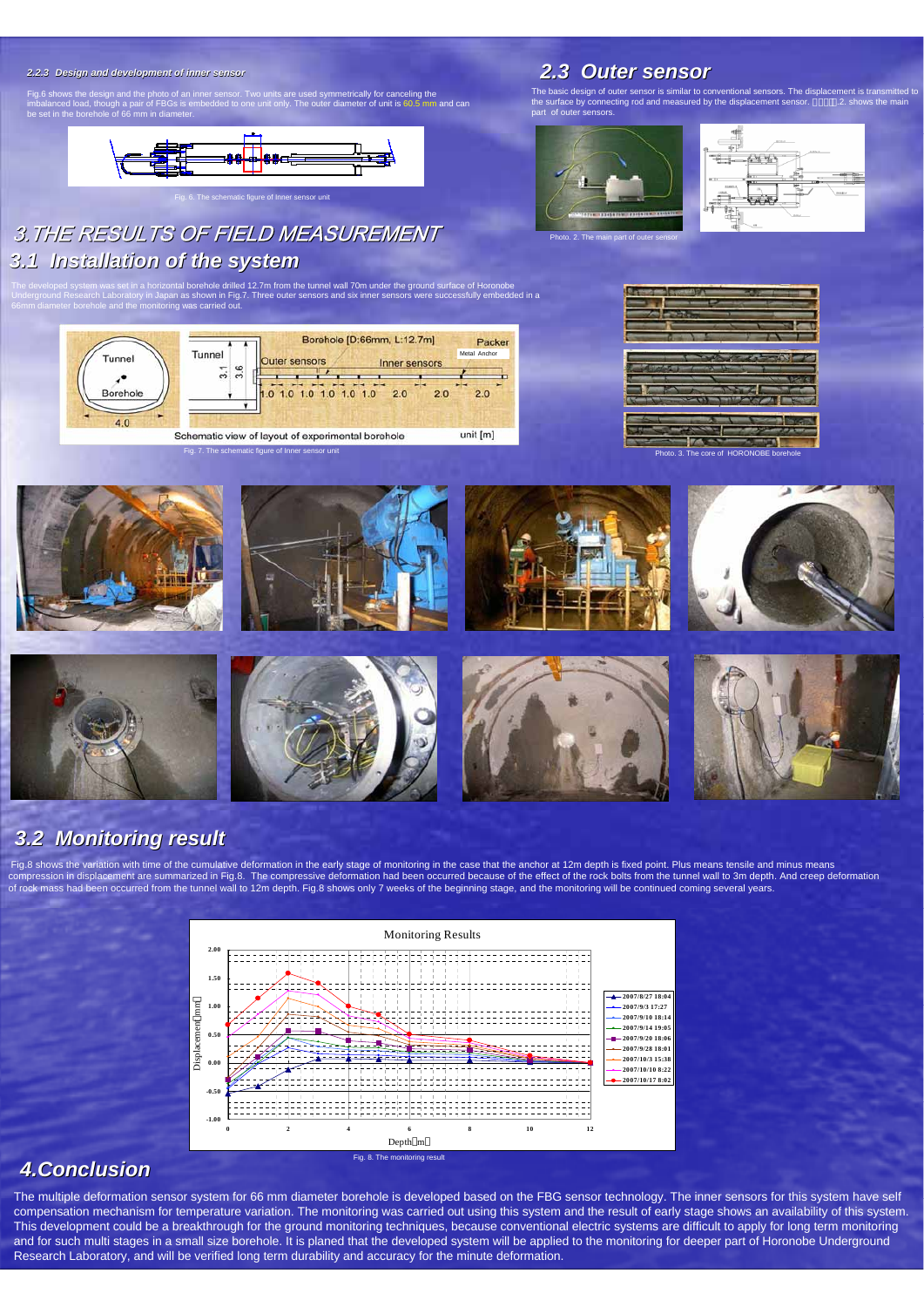### 2.2.3 Design and development of inner sensor

Fig.6 shows the design and the photo of an inner sensor. Two units are used symmetrically for canceling the imbalanced load, though a pair of FBGs is embedded to one unit only. The outer diameter of unit is 60.5 mm and can be set in the borehole of 66 mm in diameter.

Fig. 6. The schematic figure of Inner sensor unit

## 2.3 Outer sensor

The basic design of outer sensor is similar to conventional sensors. The displacement is transmitted to the surface by connecting rod and measured by the displacement sensor. □□□□.2. shows the main part of outer sensors.

Photo. 2. The main part of outer sensor

# 3. THE RESULTS OF FIELD MEASUREMENT

## 3.1 Installation of the system

The developed system was set in a horizontal borehole drilled 12.7m from the tunnel wall 70m under the ground surface of Horonobe Underground Research Laboratory in Japan as shown in Fig.7. Three outer sensors and six inner sensors were successfully embedded in a 66mm diameter borehole and the monitoring was carried out.

Tunnel
Borehole
4.0
Tunnel
3.1
3.6
Borehole [D:66mm, L:12.7m]
Packer
Metal Anchor
Outer sensors
Inner sensors
1.0 1.0 1.0 1.0 1.0 1.0 2.0 2.0 2.0
Schematic view of layout of experimental borehole
unit [m]

Fig. 7. The schematic figure of Inner sensor unit

Photo. 3. The core of HORONOBE borehole

## 3.2 Monitoring result

Fig.8 shows the variation with time of the cumulative deformation in the early stage of monitoring in the case that the anchor at 12m depth is fixed point. Plus means tensile and minus means compression in displacement are summarized in Fig.8. The compressive deformation had been occurred because of the effect of the rock bolts from the tunnel wall to 3m depth. And creep deformation of rock mass had been occurred from the tunnel wall to 12m depth. Fig.8 shows only 7 weeks of the beginning stage, and the monitoring will be continued coming several years.

Monitoring Results
Displacement[mm]
2.00
1.50
1.00
0.50
0.00
-0.50
-1.00
0
2
4
6
8
10
12
Depth[m]
2007/8/27 18:04
2007/9/3 17:27
2007/9/10 18:14
2007/9/14 19:05
2007/9/20 18:06
2007/9/28 18:01
2007/10/3 15:38
2007/10/10 8:22
2007/10/17 8:02

Fig. 8. The monitoring result

## 4.Conclusion

The multiple deformation sensor system for 66 mm diameter borehole is developed based on the FBG sensor technology. The inner sensors for this system have self compensation mechanism for temperature variation. The monitoring was carried out using this system and the result of early stage shows an availability of this system. This development could be a breakthrough for the ground monitoring techniques, because conventional electric systems are difficult to apply for long term monitoring and for such multi stages in a small size borehole. It is planed that the developed system will be applied to the monitoring for deeper part of Horonobe Underground Research Laboratory, and will be verified long term durability and accuracy for the minute deformation.